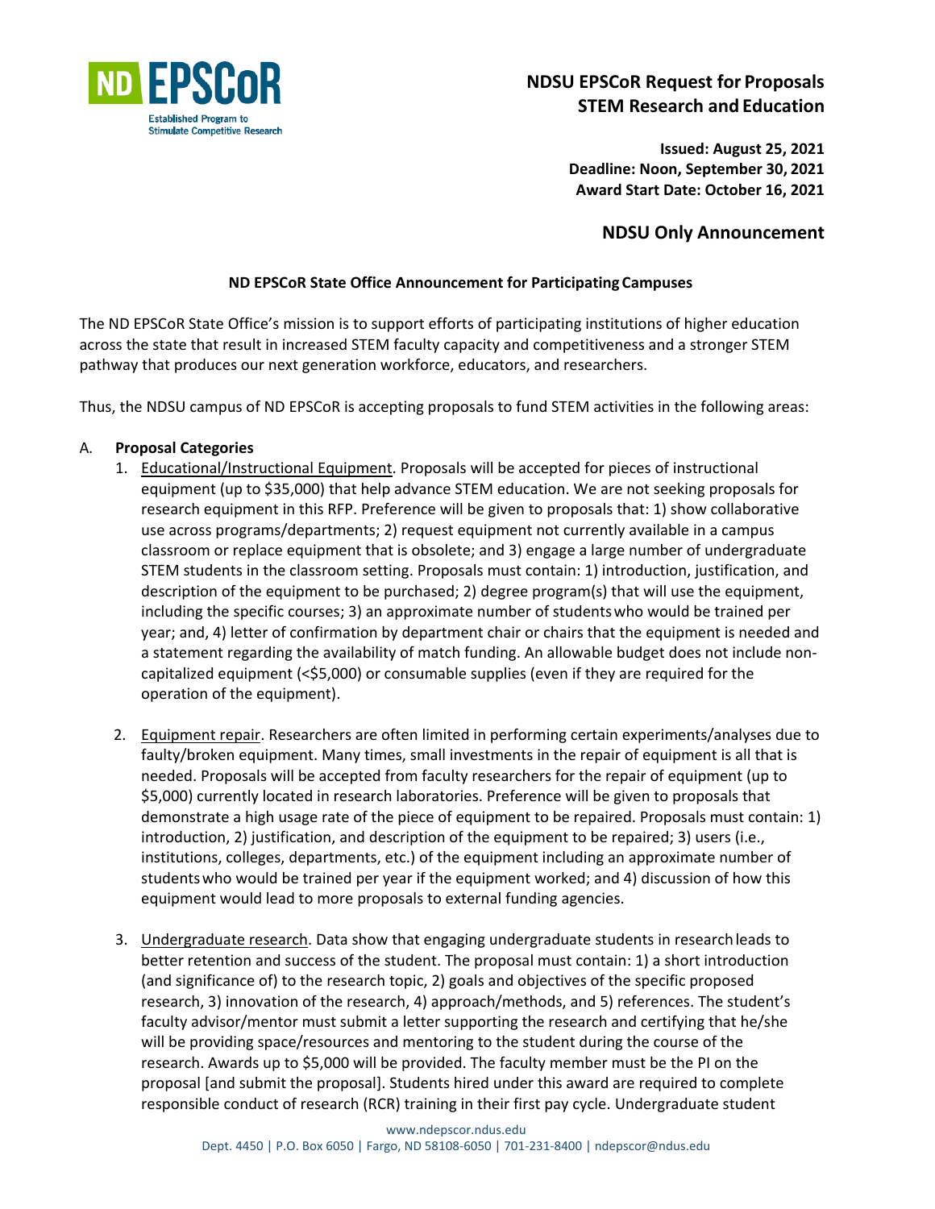ND EPSCoR
Established Program to Stimulate Competitive Research

# NDSU EPSCoR Request for Proposals STEM Research and Education

**Issued: August 25, 2021**
**Deadline: Noon, September 30, 2021**
**Award Start Date: October 16, 2021**

## NDSU Only Announcement

### ND EPSCoR State Office Announcement for Participating Campuses

The ND EPSCoR State Office's mission is to support efforts of participating institutions of higher education across the state that result in increased STEM faculty capacity and competitiveness and a stronger STEM pathway that produces our next generation workforce, educators, and researchers.

Thus, the NDSU campus of ND EPSCoR is accepting proposals to fund STEM activities in the following areas:

A. **Proposal Categories**

1. Educational/Instructional Equipment. Proposals will be accepted for pieces of instructional equipment (up to $35,000) that help advance STEM education. We are not seeking proposals for research equipment in this RFP. Preference will be given to proposals that: 1) show collaborative use across programs/departments; 2) request equipment not currently available in a campus classroom or replace equipment that is obsolete; and 3) engage a large number of undergraduate STEM students in the classroom setting. Proposals must contain: 1) introduction, justification, and description of the equipment to be purchased; 2) degree program(s) that will use the equipment, including the specific courses; 3) an approximate number of students who would be trained per year; and, 4) letter of confirmation by department chair or chairs that the equipment is needed and a statement regarding the availability of match funding. An allowable budget does not include non-capitalized equipment (<$5,000) or consumable supplies (even if they are required for the operation of the equipment).

2. Equipment repair. Researchers are often limited in performing certain experiments/analyses due to faulty/broken equipment. Many times, small investments in the repair of equipment is all that is needed. Proposals will be accepted from faculty researchers for the repair of equipment (up to $5,000) currently located in research laboratories. Preference will be given to proposals that demonstrate a high usage rate of the piece of equipment to be repaired. Proposals must contain: 1) introduction, 2) justification, and description of the equipment to be repaired; 3) users (i.e., institutions, colleges, departments, etc.) of the equipment including an approximate number of students who would be trained per year if the equipment worked; and 4) discussion of how this equipment would lead to more proposals to external funding agencies.

3. Undergraduate research. Data show that engaging undergraduate students in research leads to better retention and success of the student. The proposal must contain: 1) a short introduction (and significance of) to the research topic, 2) goals and objectives of the specific proposed research, 3) innovation of the research, 4) approach/methods, and 5) references. The student's faculty advisor/mentor must submit a letter supporting the research and certifying that he/she will be providing space/resources and mentoring to the student during the course of the research. Awards up to $5,000 will be provided. The faculty member must be the PI on the proposal [and submit the proposal]. Students hired under this award are required to complete responsible conduct of research (RCR) training in their first pay cycle. Undergraduate student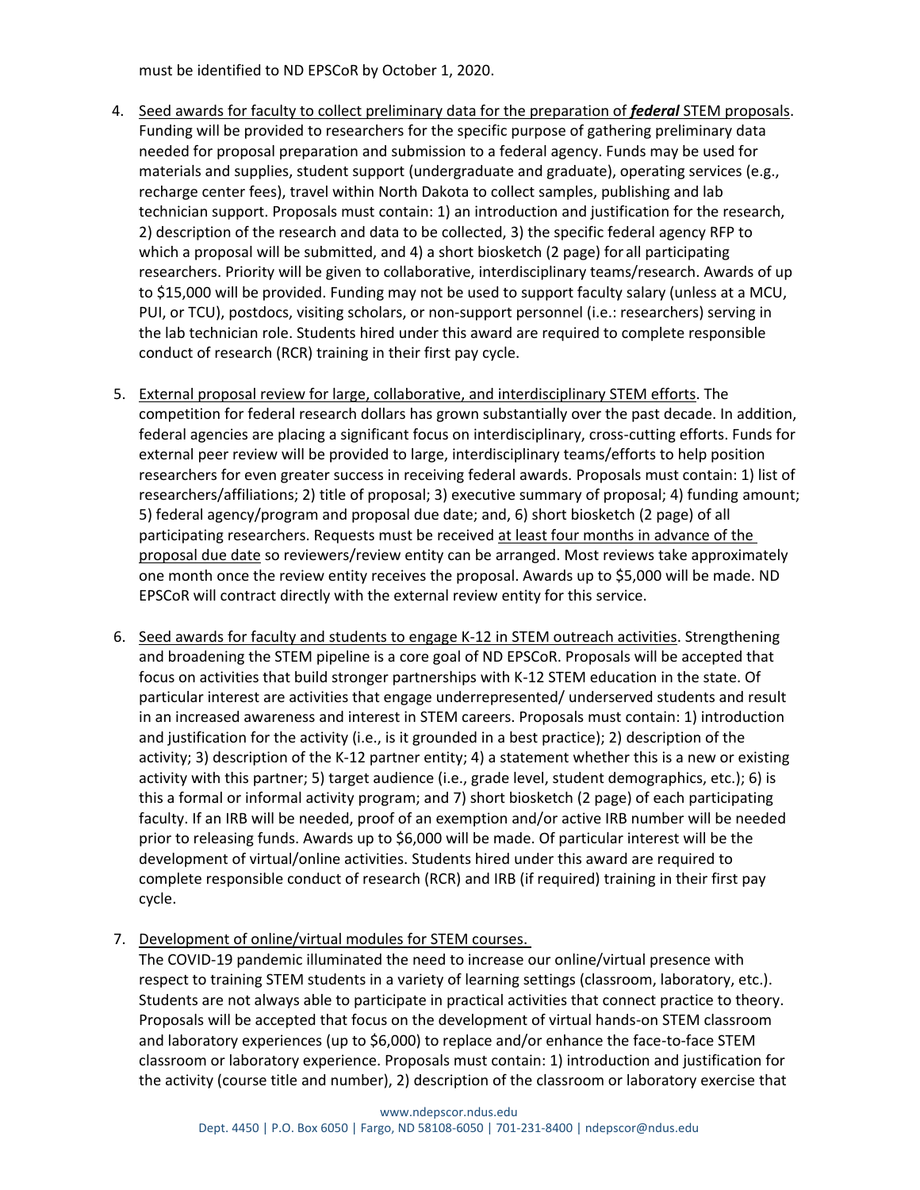must be identified to ND EPSCoR by October 1, 2020.

4. Seed awards for faculty to collect preliminary data for the preparation of ***federal*** STEM proposals. Funding will be provided to researchers for the specific purpose of gathering preliminary data needed for proposal preparation and submission to a federal agency. Funds may be used for materials and supplies, student support (undergraduate and graduate), operating services (e.g., recharge center fees), travel within North Dakota to collect samples, publishing and lab technician support. Proposals must contain: 1) an introduction and justification for the research, 2) description of the research and data to be collected, 3) the specific federal agency RFP to which a proposal will be submitted, and 4) a short biosketch (2 page) for all participating researchers. Priority will be given to collaborative, interdisciplinary teams/research. Awards of up to $15,000 will be provided. Funding may not be used to support faculty salary (unless at a MCU, PUI, or TCU), postdocs, visiting scholars, or non-support personnel (i.e.: researchers) serving in the lab technician role. Students hired under this award are required to complete responsible conduct of research (RCR) training in their first pay cycle.

5. External proposal review for large, collaborative, and interdisciplinary STEM efforts. The competition for federal research dollars has grown substantially over the past decade. In addition, federal agencies are placing a significant focus on interdisciplinary, cross-cutting efforts. Funds for external peer review will be provided to large, interdisciplinary teams/efforts to help position researchers for even greater success in receiving federal awards. Proposals must contain: 1) list of researchers/affiliations; 2) title of proposal; 3) executive summary of proposal; 4) funding amount; 5) federal agency/program and proposal due date; and, 6) short biosketch (2 page) of all participating researchers. Requests must be received at least four months in advance of the proposal due date so reviewers/review entity can be arranged. Most reviews take approximately one month once the review entity receives the proposal. Awards up to $5,000 will be made. ND EPSCoR will contract directly with the external review entity for this service.

6. Seed awards for faculty and students to engage K-12 in STEM outreach activities. Strengthening and broadening the STEM pipeline is a core goal of ND EPSCoR. Proposals will be accepted that focus on activities that build stronger partnerships with K-12 STEM education in the state. Of particular interest are activities that engage underrepresented/ underserved students and result in an increased awareness and interest in STEM careers. Proposals must contain: 1) introduction and justification for the activity (i.e., is it grounded in a best practice); 2) description of the activity; 3) description of the K-12 partner entity; 4) a statement whether this is a new or existing activity with this partner; 5) target audience (i.e., grade level, student demographics, etc.); 6) is this a formal or informal activity program; and 7) short biosketch (2 page) of each participating faculty. If an IRB will be needed, proof of an exemption and/or active IRB number will be needed prior to releasing funds. Awards up to $6,000 will be made. Of particular interest will be the development of virtual/online activities. Students hired under this award are required to complete responsible conduct of research (RCR) and IRB (if required) training in their first pay cycle.

7. Development of online/virtual modules for STEM courses.
   The COVID-19 pandemic illuminated the need to increase our online/virtual presence with respect to training STEM students in a variety of learning settings (classroom, laboratory, etc.). Students are not always able to participate in practical activities that connect practice to theory. Proposals will be accepted that focus on the development of virtual hands-on STEM classroom and laboratory experiences (up to $6,000) to replace and/or enhance the face-to-face STEM classroom or laboratory experience. Proposals must contain: 1) introduction and justification for the activity (course title and number), 2) description of the classroom or laboratory exercise that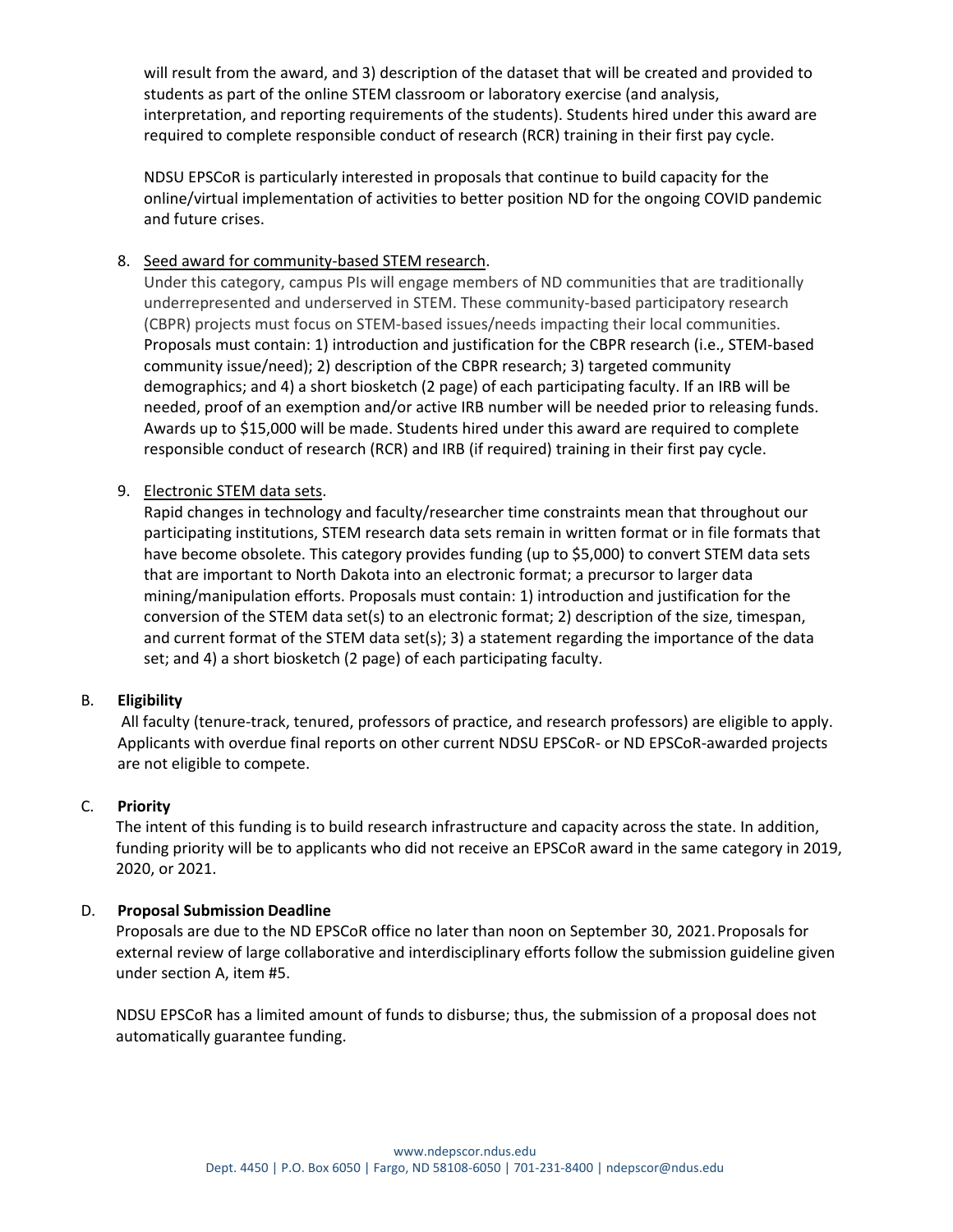will result from the award, and 3) description of the dataset that will be created and provided to students as part of the online STEM classroom or laboratory exercise (and analysis, interpretation, and reporting requirements of the students). Students hired under this award are required to complete responsible conduct of research (RCR) training in their first pay cycle.

NDSU EPSCoR is particularly interested in proposals that continue to build capacity for the online/virtual implementation of activities to better position ND for the ongoing COVID pandemic and future crises.

8. Seed award for community-based STEM research.
   Under this category, campus PIs will engage members of ND communities that are traditionally underrepresented and underserved in STEM. These community-based participatory research (CBPR) projects must focus on STEM-based issues/needs impacting their local communities. Proposals must contain: 1) introduction and justification for the CBPR research (i.e., STEM-based community issue/need); 2) description of the CBPR research; 3) targeted community demographics; and 4) a short biosketch (2 page) of each participating faculty. If an IRB will be needed, proof of an exemption and/or active IRB number will be needed prior to releasing funds. Awards up to $15,000 will be made. Students hired under this award are required to complete responsible conduct of research (RCR) and IRB (if required) training in their first pay cycle.

9. Electronic STEM data sets.
   Rapid changes in technology and faculty/researcher time constraints mean that throughout our participating institutions, STEM research data sets remain in written format or in file formats that have become obsolete. This category provides funding (up to $5,000) to convert STEM data sets that are important to North Dakota into an electronic format; a precursor to larger data mining/manipulation efforts. Proposals must contain: 1) introduction and justification for the conversion of the STEM data set(s) to an electronic format; 2) description of the size, timespan, and current format of the STEM data set(s); 3) a statement regarding the importance of the data set; and 4) a short biosketch (2 page) of each participating faculty.

## B. Eligibility

All faculty (tenure-track, tenured, professors of practice, and research professors) are eligible to apply. Applicants with overdue final reports on other current NDSU EPSCoR- or ND EPSCoR-awarded projects are not eligible to compete.

## C. Priority

The intent of this funding is to build research infrastructure and capacity across the state. In addition, funding priority will be to applicants who did not receive an EPSCoR award in the same category in 2019, 2020, or 2021.

## D. Proposal Submission Deadline

Proposals are due to the ND EPSCoR office no later than noon on September 30, 2021. Proposals for external review of large collaborative and interdisciplinary efforts follow the submission guideline given under section A, item #5.

NDSU EPSCoR has a limited amount of funds to disburse; thus, the submission of a proposal does not automatically guarantee funding.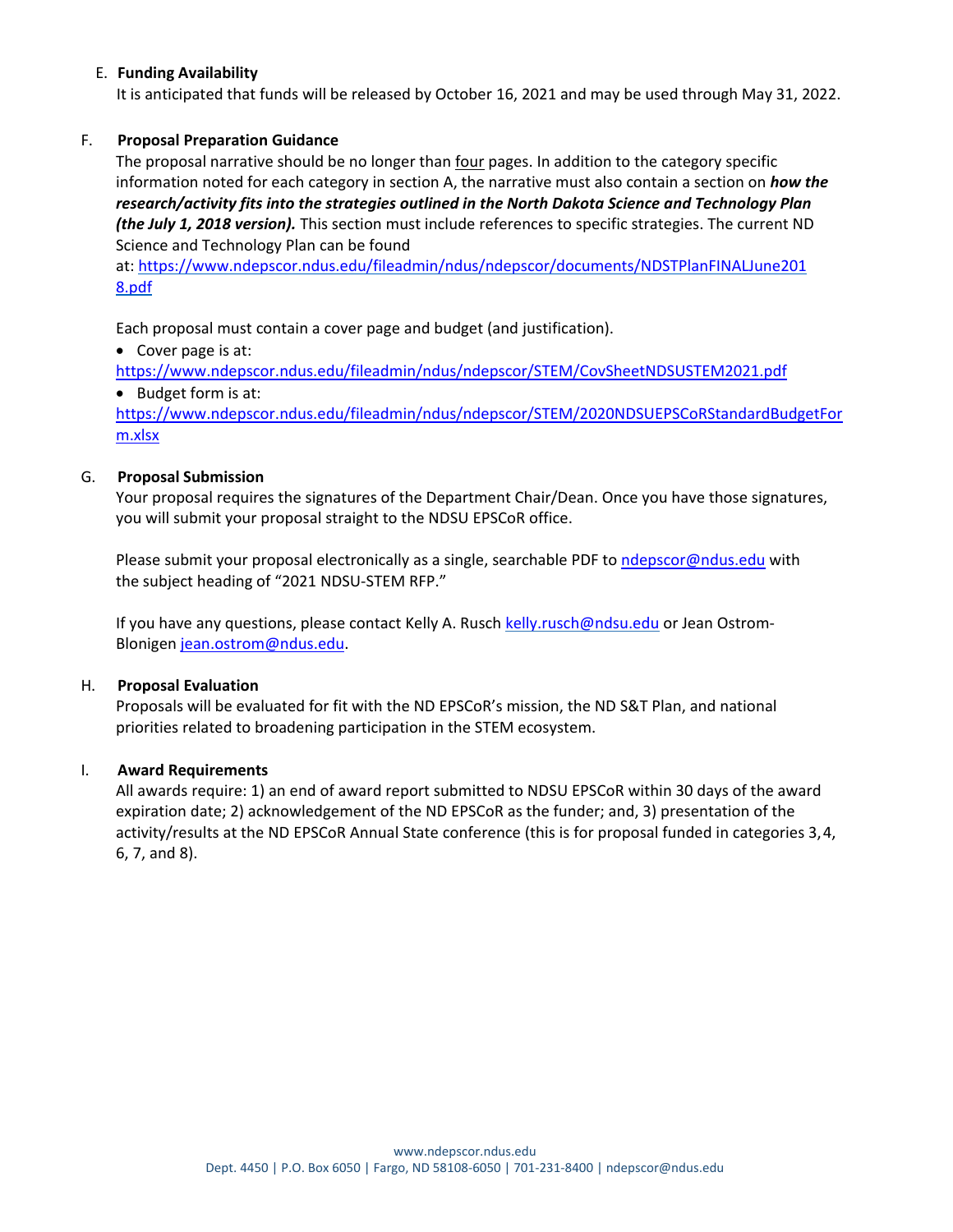### E. Funding Availability

It is anticipated that funds will be released by October 16, 2021 and may be used through May 31, 2022.

### F. Proposal Preparation Guidance

The proposal narrative should be no longer than four pages. In addition to the category specific information noted for each category in section A, the narrative must also contain a section on ***how the research/activity fits into the strategies outlined in the North Dakota Science and Technology Plan (the July 1, 2018 version).*** This section must include references to specific strategies. The current ND Science and Technology Plan can be found at: https://www.ndepscor.ndus.edu/fileadmin/ndus/ndepscor/documents/NDSTPlanFINALJune2018.pdf

Each proposal must contain a cover page and budget (and justification).

- Cover page is at: https://www.ndepscor.ndus.edu/fileadmin/ndus/ndepscor/STEM/CovSheetNDSUSTEM2021.pdf
- Budget form is at: https://www.ndepscor.ndus.edu/fileadmin/ndus/ndepscor/STEM/2020NDSUEPSCoRStandardBudgetForm.xlsx

### G. Proposal Submission

Your proposal requires the signatures of the Department Chair/Dean. Once you have those signatures, you will submit your proposal straight to the NDSU EPSCoR office.

Please submit your proposal electronically as a single, searchable PDF to ndepscor@ndus.edu with the subject heading of "2021 NDSU-STEM RFP."

If you have any questions, please contact Kelly A. Rusch kelly.rusch@ndsu.edu or Jean Ostrom-Blonigen jean.ostrom@ndus.edu.

### H. Proposal Evaluation

Proposals will be evaluated for fit with the ND EPSCoR's mission, the ND S&T Plan, and national priorities related to broadening participation in the STEM ecosystem.

### I. Award Requirements

All awards require: 1) an end of award report submitted to NDSU EPSCoR within 30 days of the award expiration date; 2) acknowledgement of the ND EPSCoR as the funder; and, 3) presentation of the activity/results at the ND EPSCoR Annual State conference (this is for proposal funded in categories 3, 4, 6, 7, and 8).